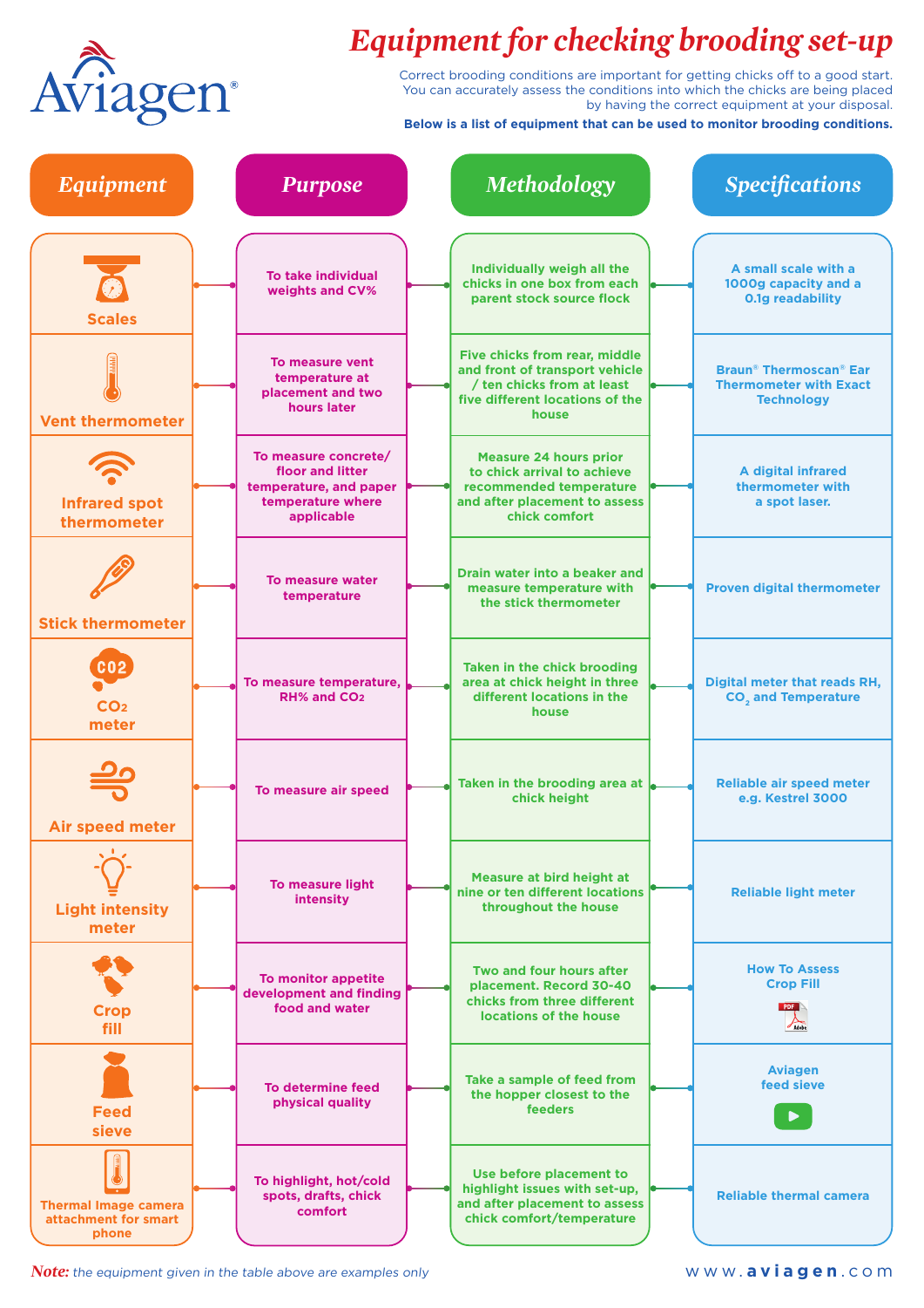# Equipment for checking brooding set-up

Correct brooding conditions are important for getting chicks off to a good start. You can accurately assess the conditions into which the chicks are being placed by having the correct equipment at your disposal.

**Below is a list of equipment that can be used to monitor brooding conditions.**

| Equipment | Purpose | Methodology | Specifications |
|---|---|---|---|
| Scales | To take individual weights and CV% | Individually weigh all the chicks in one box from each parent stock source flock | A small scale with a 1000g capacity and a 0.1g readability |
| Vent thermometer | To measure vent temperature at placement and two hours later | Five chicks from rear, middle and front of transport vehicle / ten chicks from at least five different locations of the house | Braun® Thermoscan® Ear Thermometer with Exact Technology |
| Infrared spot thermometer | To measure concrete/ floor and litter temperature, and paper temperature where applicable | Measure 24 hours prior to chick arrival to achieve recommended temperature and after placement to assess chick comfort | A digital infrared thermometer with a spot laser. |
| Stick thermometer | To measure water temperature | Drain water into a beaker and measure temperature with the stick thermometer | Proven digital thermometer |
| $CO_2$ meter | To measure temperature, RH% and $CO_2$ | Taken in the chick brooding area at chick height in three different locations in the house | Digital meter that reads RH, $CO_2$ and Temperature |
| Air speed meter | To measure air speed | Taken in the brooding area at chick height | Reliable air speed meter e.g. Kestrel 3000 |
| Light intensity meter | To measure light intensity | Measure at bird height at nine or ten different locations throughout the house | Reliable light meter |
| Crop fill | To monitor appetite development and finding food and water | Two and four hours after placement. Record 30-40 chicks from three different locations of the house | How To Assess Crop Fill |
| Feed sieve | To determine feed physical quality | Take a sample of feed from the hopper closest to the feeders | Aviagen feed sieve |
| Thermal Image camera attachment for smart phone | To highlight, hot/cold spots, drafts, chick comfort | Use before placement to highlight issues with set-up, and after placement to assess chick comfort/temperature | Reliable thermal camera |

***Note:*** *the equipment given in the table above are examples only*

www.aviagen.com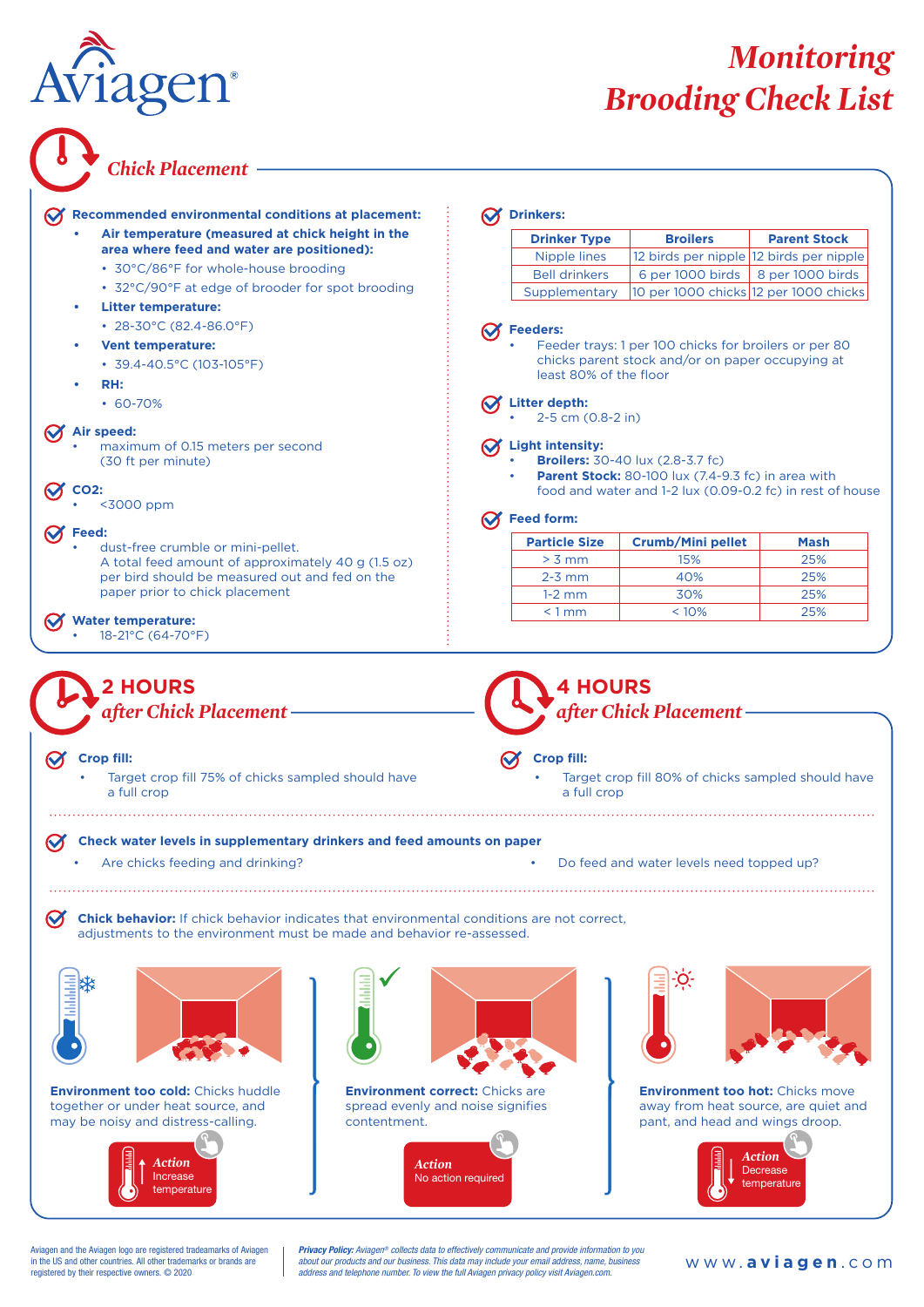# Monitoring Brooding Check List

## Chick Placement

**Recommended environmental conditions at placement:**

- **Air temperature (measured at chick height in the area where feed and water are positioned):**
  - 30°C/86°F for whole-house brooding
  - 32°C/90°F at edge of brooder for spot brooding
- **Litter temperature:**
  - 28-30°C (82.4-86.0°F)
- **Vent temperature:**
  - 39.4-40.5°C (103-105°F)
- **RH:**
  - 60-70%

**Air speed:**

- maximum of 0.15 meters per second (30 ft per minute)

**$CO_2$:**

- <3000 ppm

**Feed:**

- dust-free crumble or mini-pellet.
  A total feed amount of approximately 40 g (1.5 oz) per bird should be measured out and fed on the paper prior to chick placement

**Water temperature:**

- 18-21°C (64-70°F)

**Drinkers:**

| Drinker Type | Broilers | Parent Stock |
|---|---|---|
| Nipple lines | 12 birds per nipple | 12 birds per nipple |
| Bell drinkers | 6 per 1000 birds | 8 per 1000 birds |
| Supplementary | 10 per 1000 chicks | 12 per 1000 chicks |

**Feeders:**

- Feeder trays: 1 per 100 chicks for broilers or per 80 chicks parent stock and/or on paper occupying at least 80% of the floor

**Litter depth:**

- 2-5 cm (0.8-2 in)

**Light intensity:**

- **Broilers:** 30-40 lux (2.8-3.7 fc)
- **Parent Stock:** 80-100 lux (7.4-9.3 fc) in area with food and water and 1-2 lux (0.09-0.2 fc) in rest of house

**Feed form:**

| Particle Size | Crumb/Mini pellet | Mash |
|---|---|---|
| > 3 mm | 15% | 25% |
| 2-3 mm | 40% | 25% |
| 1-2 mm | 30% | 25% |
| < 1 mm | < 10% | 25% |

## 2 HOURS *after Chick Placement*

**Crop fill:**

- Target crop fill 75% of chicks sampled should have a full crop

## 4 HOURS *after Chick Placement*

**Crop fill:**

- Target crop fill 80% of chicks sampled should have a full crop

**Check water levels in supplementary drinkers and feed amounts on paper**

- Are chicks feeding and drinking?
- Do feed and water levels need topped up?

**Chick behavior:** If chick behavior indicates that environmental conditions are not correct, adjustments to the environment must be made and behavior re-assessed.

**Environment too cold:** Chicks huddle together or under heat source, and may be noisy and distress-calling.

*Action* Increase temperature

**Environment correct:** Chicks are spread evenly and noise signifies contentment.

*Action* No action required

**Environment too hot:** Chicks move away from heat source, are quiet and pant, and head and wings droop.

*Action* Decrease temperature

Aviagen and the Aviagen logo are registered trademarks of Aviagen in the US and other countries. All other trademarks or brands are registered by their respective owners. © 2020

***Privacy Policy:*** *Aviagen® collects data to effectively communicate and provide information to you about our products and our business. This data may include your email address, name, business address and telephone number. To view the full Aviagen privacy policy visit Aviagen.com.*

www.aviagen.com